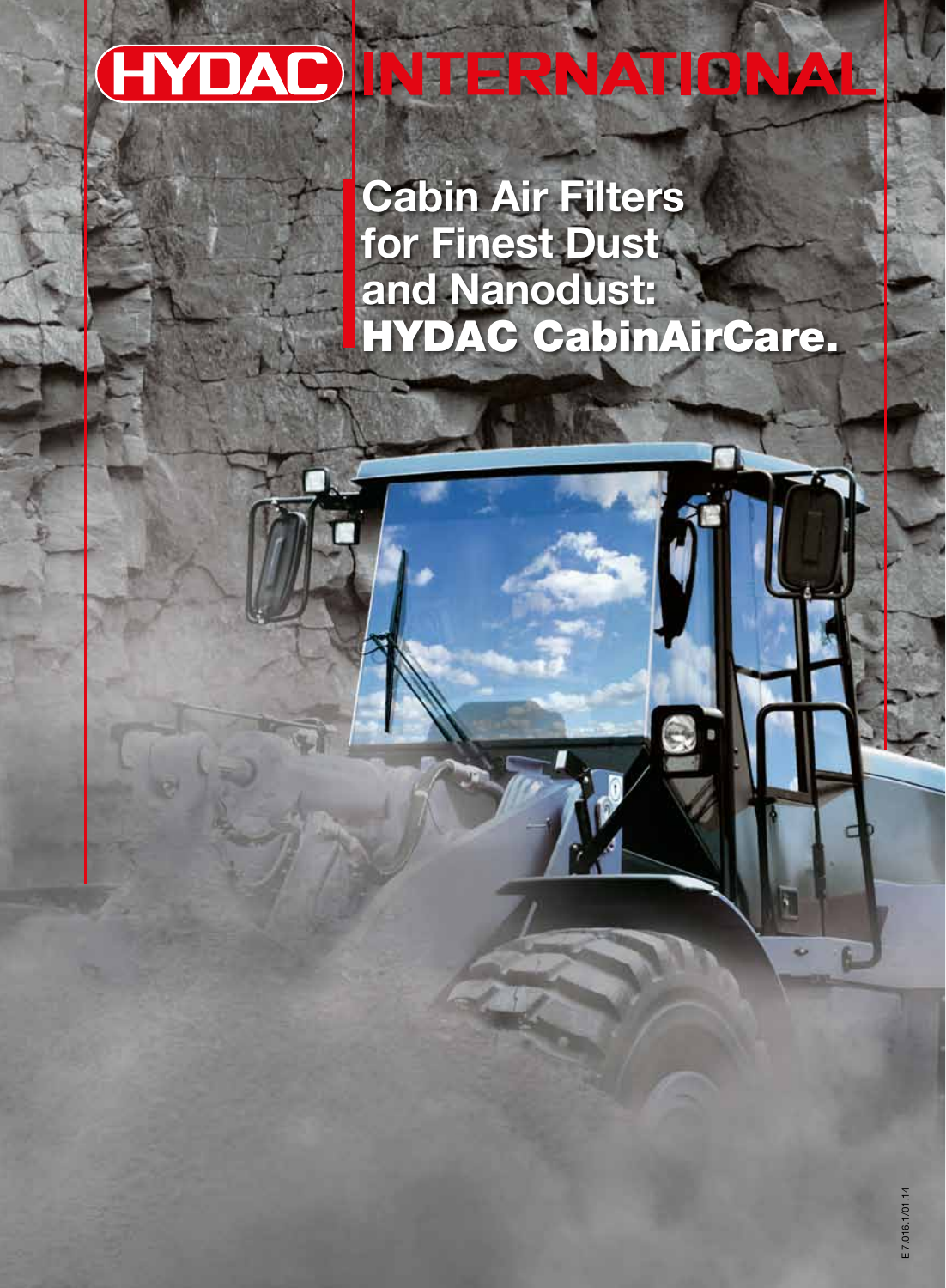HYDAC INTERNATIONAL

# Cabin Air Filters for Finest Dust and Nanodust: HYDAC CabinAirCare.

E 7.016.1/01.14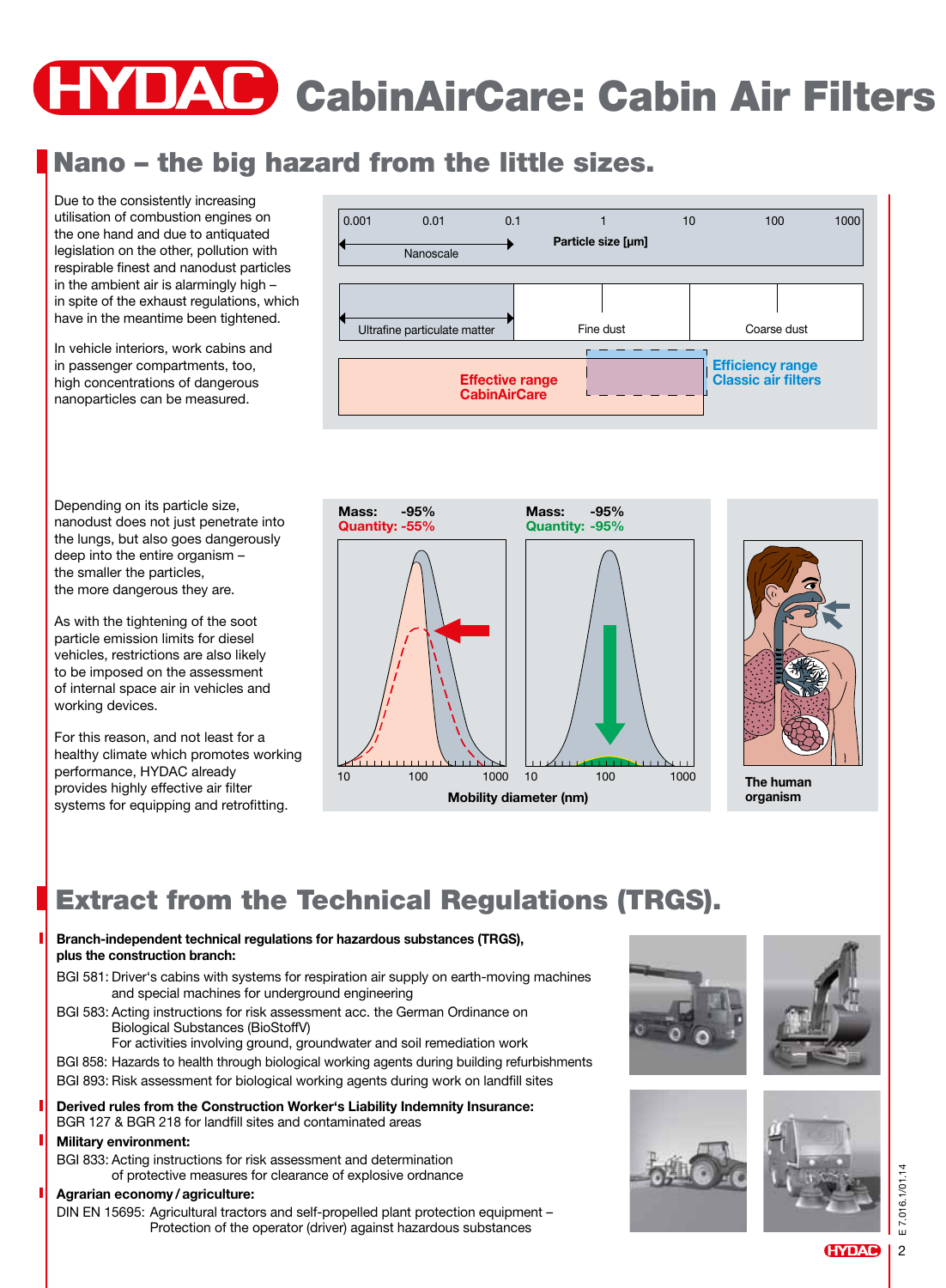# CabinAirCare: Cabin Air Filters

## Nano – the big hazard from the little sizes.

Due to the consistently increasing utilisation of combustion engines on the one hand and due to antiquated legislation on the other, pollution with respirable finest and nanodust particles in the ambient air is alarmingly high – in spite of the exhaust regulations, which have in the meantime been tightened.

In vehicle interiors, work cabins and in passenger compartments, too, high concentrations of dangerous nanoparticles can be measured.

0.001 | 0.01 | 0.1 | 1 | 10 | 100 | 1000

Nanoscale

Particle size [µm]

Ultrafine particulate matter | Fine dust | Coarse dust

Effective range CabinAirCare

Efficiency range Classic air filters

Depending on its particle size, nanodust does not just penetrate into the lungs, but also goes dangerously deep into the entire organism – the smaller the particles, the more dangerous they are.

As with the tightening of the soot particle emission limits for diesel vehicles, restrictions are also likely to be imposed on the assessment of internal space air in vehicles and working devices.

For this reason, and not least for a healthy climate which promotes working performance, HYDAC already provides highly effective air filter systems for equipping and retrofitting.

Mass: -95%
Quantity: -55%

Mass: -95%
Quantity: -95%

10 | 100 | 1000

Mobility diameter (nm)

The human organism

## Extract from the Technical Regulations (TRGS).

**Branch-independent technical regulations for hazardous substances (TRGS), plus the construction branch:**

BGI 581: Driver's cabins with systems for respiration air supply on earth-moving machines and special machines for underground engineering

BGI 583: Acting instructions for risk assessment acc. the German Ordinance on Biological Substances (BioStoffV)
For activities involving ground, groundwater and soil remediation work

BGI 858: Hazards to health through biological working agents during building refurbishments

BGI 893: Risk assessment for biological working agents during work on landfill sites

**Derived rules from the Construction Worker's Liability Indemnity Insurance:**
BGR 127 & BGR 218 for landfill sites and contaminated areas

**Military environment:**
BGI 833: Acting instructions for risk assessment and determination of protective measures for clearance of explosive ordnance

**Agrarian economy / agriculture:**
DIN EN 15695: Agricultural tractors and self-propelled plant protection equipment – Protection of the operator (driver) against hazardous substances

E 7.016.1/01.14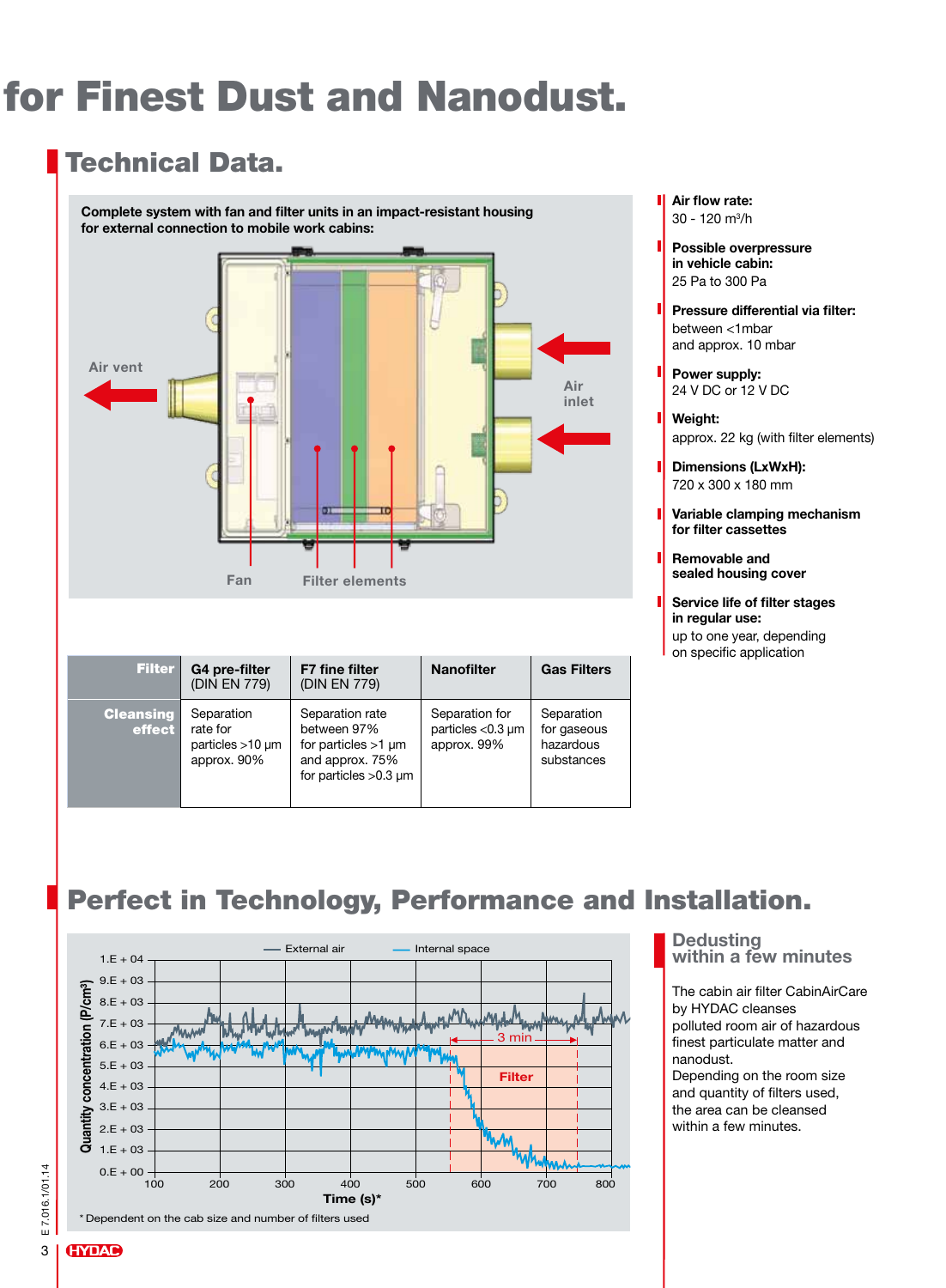# for Finest Dust and Nanodust.

## Technical Data.

**Complete system with fan and filter units in an impact-resistant housing for external connection to mobile work cabins:**

Air vent

Air inlet

Fan

Filter elements

- **Air flow rate:**
  30 - 120 m³/h
- **Possible overpressure in vehicle cabin:**
  25 Pa to 300 Pa
- **Pressure differential via filter:**
  between <1mbar and approx. 10 mbar
- **Power supply:**
  24 V DC or 12 V DC
- **Weight:**
  approx. 22 kg (with filter elements)
- **Dimensions (LxWxH):**
  720 x 300 x 180 mm
- **Variable clamping mechanism for filter cassettes**
- **Removable and sealed housing cover**
- **Service life of filter stages in regular use:**
  up to one year, depending on specific application

| Filter | G4 pre-filter (DIN EN 779) | F7 fine filter (DIN EN 779) | Nanofilter | Gas Filters |
|---|---|---|---|---|
| Cleansing effect | Separation rate for particles >10 µm approx. 90% | Separation rate between 97% for particles >1 µm and approx. 75% for particles >0.3 µm | Separation for particles <0.3 µm approx. 99% | Separation for gaseous hazardous substances |

## Perfect in Technology, Performance and Installation.

— External air — Internal space

Quantity concentration (P/cm³): 0.E + 00, 1.E + 03, 2.E + 03, 3.E + 03, 4.E + 03, 5.E + 03, 6.E + 03, 7.E + 03, 8.E + 03, 9.E + 03, 1.E + 04

Time (s)*: 100, 200, 300, 400, 500, 600, 700, 800

3 min

Filter

\* Dependent on the cab size and number of filters used

### Dedusting within a few minutes

The cabin air filter CabinAirCare by HYDAC cleanses polluted room air of hazardous finest particulate matter and nanodust.
Depending on the room size and quantity of filters used, the area can be cleansed within a few minutes.

E 7.016.1/01.14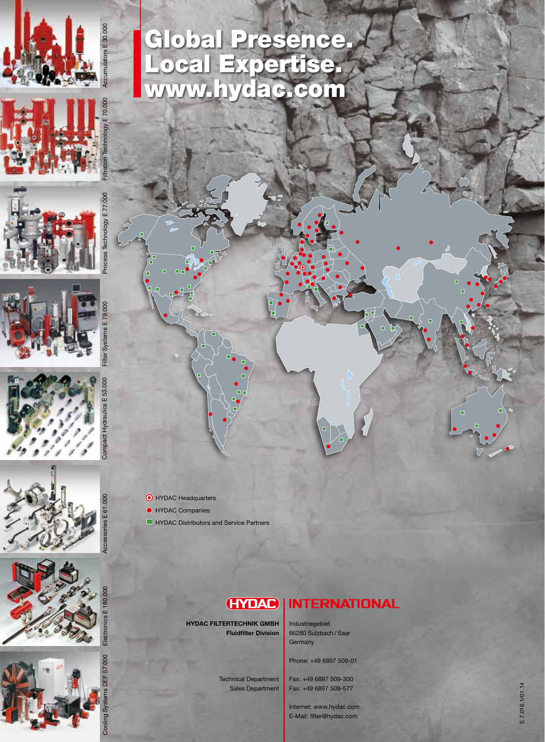Accumulators E 30.000

Filtration Technology E 70.000

Process Technology E 77.000

Filter Systems E 79.000

Compact Hydraulics E 53.000

Accessories E 61.000

Electronics E 180.000

Cooling Systems DEF 57.000

# Global Presence.
# Local Expertise.
# www.hydac.com

HYDAC Headquarters

HYDAC Companies

HYDAC Distributors and Service Partners

HYDAC INTERNATIONAL

**HYDAC FILTERTECHNIK GMBH**
**Fluidfilter Division**

Industriegebiet
66280 Sulzbach / Saar
Germany

Phone: +49 6897 509-01

Technical Department Fax: +49 6897 509-300
Sales Department Fax: +49 6897 509-577

Internet: www.hydac.com
E-Mail: filter@hydac.com

E 7.016.1/01.14